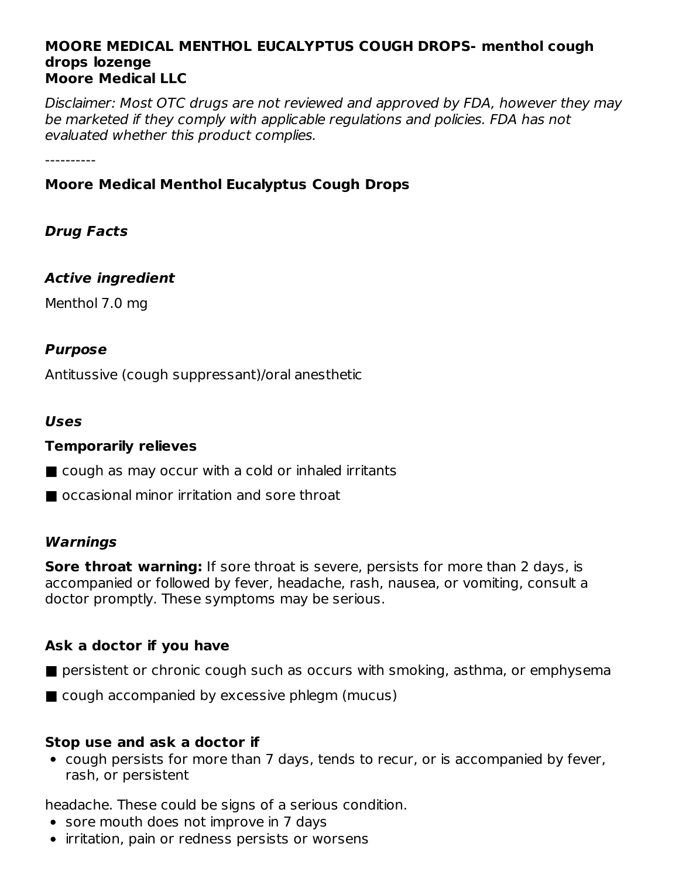**MOORE MEDICAL MENTHOL EUCALYPTUS COUGH DROPS- menthol cough drops lozenge**
**Moore Medical LLC**

*Disclaimer: Most OTC drugs are not reviewed and approved by FDA, however they may be marketed if they comply with applicable regulations and policies. FDA has not evaluated whether this product complies.*

----------

**Moore Medical Menthol Eucalyptus Cough Drops**

***Drug Facts***

***Active ingredient***

Menthol 7.0 mg

***Purpose***

Antitussive (cough suppressant)/oral anesthetic

***Uses***

**Temporarily relieves**

■ cough as may occur with a cold or inhaled irritants

■ occasional minor irritation and sore throat

***Warnings***

**Sore throat warning:** If sore throat is severe, persists for more than 2 days, is accompanied or followed by fever, headache, rash, nausea, or vomiting, consult a doctor promptly. These symptoms may be serious.

**Ask a doctor if you have**

■ persistent or chronic cough such as occurs with smoking, asthma, or emphysema

■ cough accompanied by excessive phlegm (mucus)

**Stop use and ask a doctor if**

- cough persists for more than 7 days, tends to recur, or is accompanied by fever, rash, or persistent

headache. These could be signs of a serious condition.

- sore mouth does not improve in 7 days
- irritation, pain or redness persists or worsens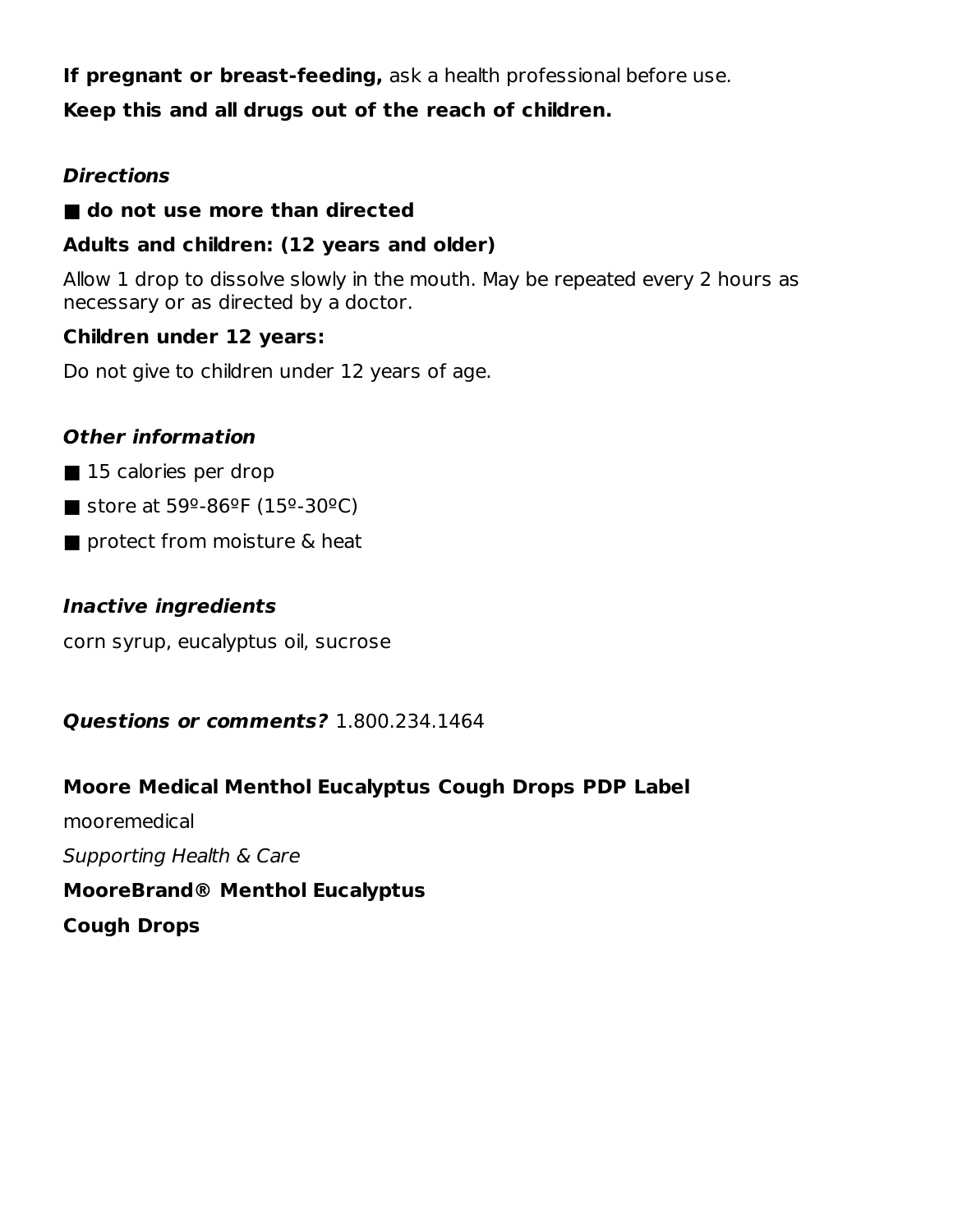**If pregnant or breast-feeding,** ask a health professional before use.

**Keep this and all drugs out of the reach of children.**

***Directions***

■ **do not use more than directed**

**Adults and children: (12 years and older)**

Allow 1 drop to dissolve slowly in the mouth. May be repeated every 2 hours as necessary or as directed by a doctor.

**Children under 12 years:**

Do not give to children under 12 years of age.

***Other information***

■ 15 calories per drop

■ store at 59º-86ºF (15º-30ºC)

■ protect from moisture & heat

***Inactive ingredients***

corn syrup, eucalyptus oil, sucrose

***Questions or comments?*** 1.800.234.1464

**Moore Medical Menthol Eucalyptus Cough Drops PDP Label**

mooremedical

*Supporting Health & Care*

**MooreBrand® Menthol Eucalyptus**

**Cough Drops**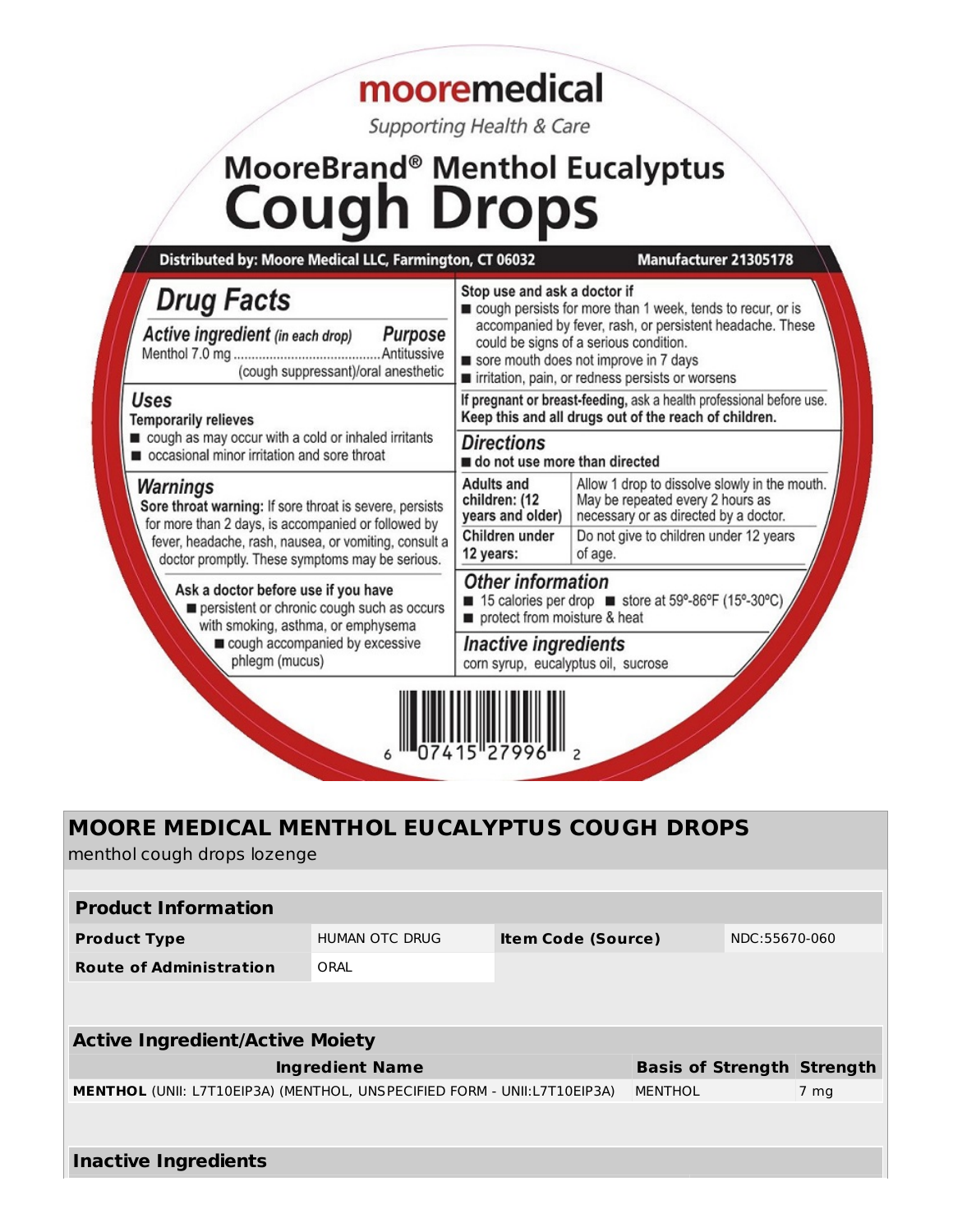moore**medical**

Supporting Health & Care

# MooreBrand® Menthol Eucalyptus Cough Drops

**Distributed by: Moore Medical LLC, Farmington, CT 06032** **Manufacturer 21305178**

## Drug Facts

**Active ingredient** *(in each drop)* **Purpose**

Menthol 7.0 mg ........................................ Antitussive (cough suppressant)/oral anesthetic

**Uses**

**Temporarily relieves**

- cough as may occur with a cold or inhaled irritants
- occasional minor irritation and sore throat

**Warnings**

**Sore throat warning:** If sore throat is severe, persists for more than 2 days, is accompanied or followed by fever, headache, rash, nausea, or vomiting, consult a doctor promptly. These symptoms may be serious.

**Ask a doctor before use if you have**

- persistent or chronic cough such as occurs with smoking, asthma, or emphysema
- cough accompanied by excessive phlegm (mucus)

**Stop use and ask a doctor if**

- cough persists for more than 1 week, tends to recur, or is accompanied by fever, rash, or persistent headache. These could be signs of a serious condition.
- sore mouth does not improve in 7 days
- irritation, pain, or redness persists or worsens

**If pregnant or breast-feeding,** ask a health professional before use.

**Keep this and all drugs out of the reach of children.**

**Directions**

- **do not use more than directed**

| | |
|---|---|
| **Adults and children: (12 years and older)** | Allow 1 drop to dissolve slowly in the mouth. May be repeated every 2 hours as necessary or as directed by a doctor. |
| **Children under 12 years:** | Do not give to children under 12 years of age. |

**Other information**

- 15 calories per drop
- store at 59º-86ºF (15º-30ºC)
- protect from moisture & heat

**Inactive ingredients**

corn syrup, eucalyptus oil, sucrose

6 07415 27996 2

## MOORE MEDICAL MENTHOL EUCALYPTUS COUGH DROPS

menthol cough drops lozenge

| Product Information | | | |
|---|---|---|---|
| **Product Type** | HUMAN OTC DRUG | **Item Code (Source)** | NDC:55670-060 |
| **Route of Administration** | ORAL | | |

| Active Ingredient/Active Moiety | | |
|---|---|---|
| **Ingredient Name** | **Basis of Strength** | **Strength** |
| **MENTHOL** (UNII: L7T10EIP3A) (MENTHOL, UNSPECIFIED FORM - UNII:L7T10EIP3A) | MENTHOL | 7 mg |

| Inactive Ingredients |
|---|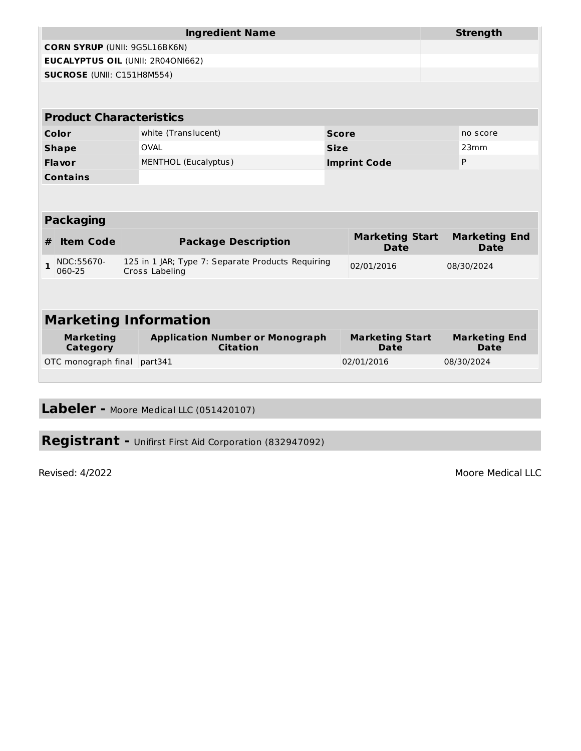| Ingredient Name | Strength |
| --- | --- |
| **CORN SYRUP** (UNII: 9G5L16BK6N) | |
| **EUCALYPTUS OIL** (UNII: 2R04ONI662) | |
| **SUCROSE** (UNII: C151H8M554) | |

| Product Characteristics | | | |
| --- | --- | --- | --- |
| **Color** | white (Translucent) | **Score** | no score |
| **Shape** | OVAL | **Size** | 23mm |
| **Flavor** | MENTHOL (Eucalyptus) | **Imprint Code** | P |
| **Contains** | | | |

### Packaging

| # | Item Code | Package Description | Marketing Start Date | Marketing End Date |
| --- | --- | --- | --- | --- |
| 1 | NDC:55670-060-25 | 125 in 1 JAR; Type 7: Separate Products Requiring Cross Labeling | 02/01/2016 | 08/30/2024 |

## Marketing Information

| Marketing Category | Application Number or Monograph Citation | Marketing Start Date | Marketing End Date |
| --- | --- | --- | --- |
| OTC monograph final | part341 | 02/01/2016 | 08/30/2024 |

## Labeler - Moore Medical LLC (051420107)

## Registrant - Unifirst First Aid Corporation (832947092)

Revised: 4/2022

Moore Medical LLC